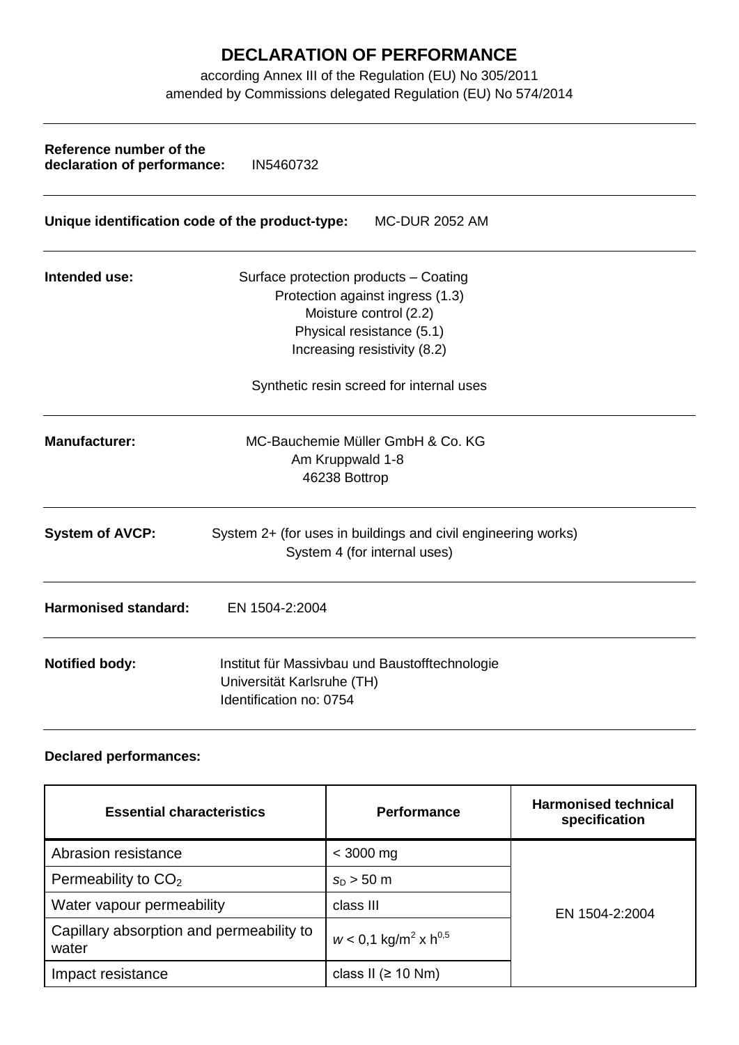# DECLARATION OF PERFORMANCE

according Annex III of the Regulation (EU) No 305/2011
amended by Commissions delegated Regulation (EU) No 574/2014

---

**Reference number of the declaration of performance:** IN5460732

---

**Unique identification code of the product-type:** MC-DUR 2052 AM

---

**Intended use:** Surface protection products – Coating

Protection against ingress (1.3)
Moisture control (2.2)
Physical resistance (5.1)
Increasing resistivity (8.2)

Synthetic resin screed for internal uses

---

**Manufacturer:** MC-Bauchemie Müller GmbH & Co. KG
Am Kruppwald 1-8
46238 Bottrop

---

**System of AVCP:** System 2+ (for uses in buildings and civil engineering works)
System 4 (for internal uses)

---

**Harmonised standard:** EN 1504-2:2004

---

**Notified body:** Institut für Massivbau und Baustofftechnologie
Universität Karlsruhe (TH)
Identification no: 0754

---

**Declared performances:**

| Essential characteristics | Performance | Harmonised technical specification |
|---|---|---|
| Abrasion resistance | < 3000 mg | EN 1504-2:2004 |
| Permeability to $CO_2$ | $s_D > 50$ m | |
| Water vapour permeability | class III | |
| Capillary absorption and permeability to water | $w < 0{,}1$ kg/m$^2$ x h$^{0,5}$ | |
| Impact resistance | class II (≥ 10 Nm) | |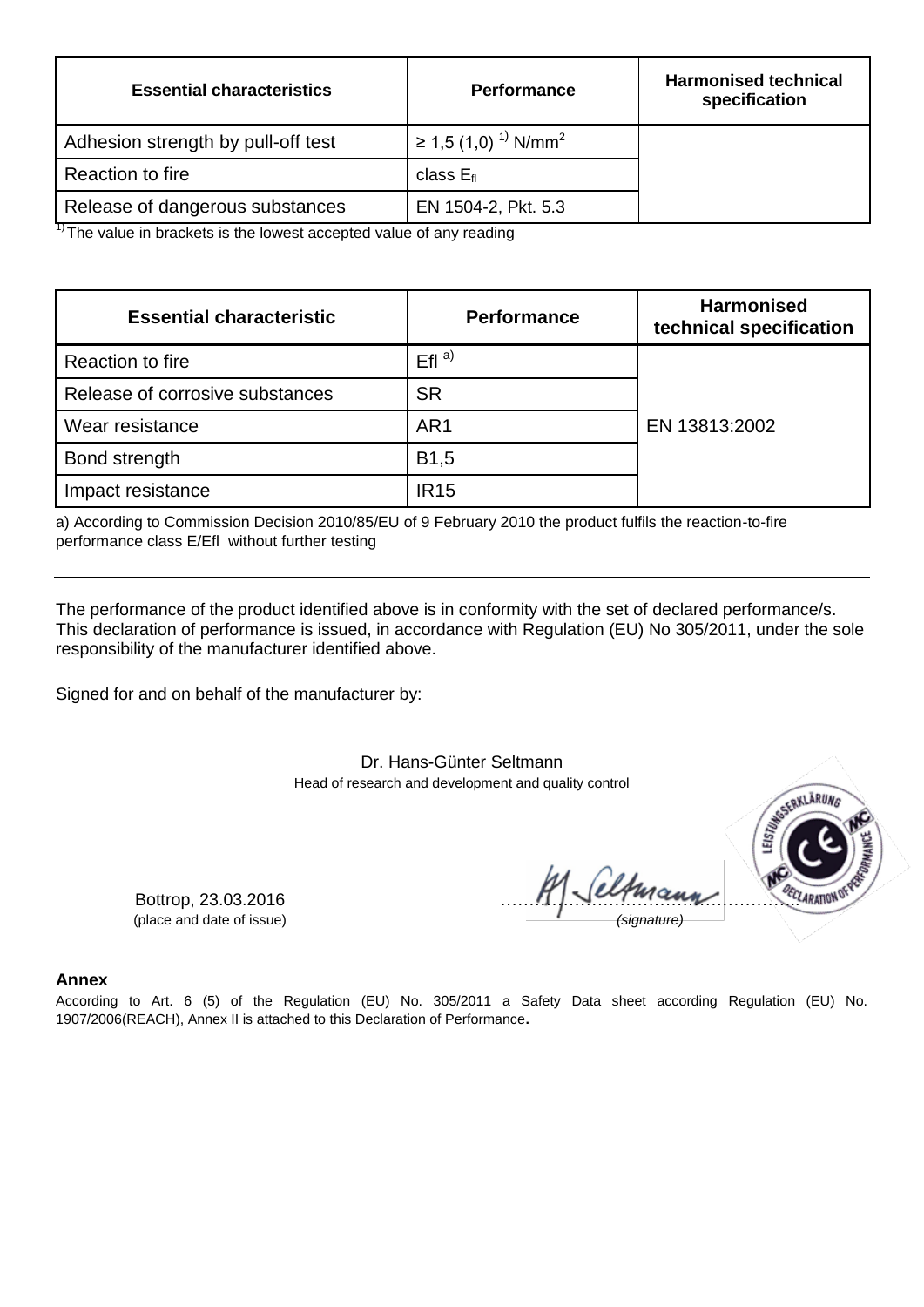| Essential characteristics | Performance | Harmonised technical specification |
|---|---|---|
| Adhesion strength by pull-off test | ≥ 1,5 (1,0) [1)] $N/mm^2$ | |
| Reaction to fire | class $E_{fl}$ | |
| Release of dangerous substances | EN 1504-2, Pkt. 5.3 | |

[1)] The value in brackets is the lowest accepted value of any reading

| Essential characteristic | Performance | Harmonised technical specification |
|---|---|---|
| Reaction to fire | Efl [a)] | EN 13813:2002 |
| Release of corrosive substances | SR | |
| Wear resistance | AR1 | |
| Bond strength | B1,5 | |
| Impact resistance | IR15 | |

a) According to Commission Decision 2010/85/EU of 9 February 2010 the product fulfils the reaction-to-fire performance class E/Efl without further testing

---

The performance of the product identified above is in conformity with the set of declared performance/s. This declaration of performance is issued, in accordance with Regulation (EU) No 305/2011, under the sole responsibility of the manufacturer identified above.

Signed for and on behalf of the manufacturer by:

Dr. Hans-Günter Seltmann
Head of research and development and quality control

Bottrop, 23.03.2016
(place and date of issue)

……………………………………………
*(signature)*

---

**Annex**

According to Art. 6 (5) of the Regulation (EU) No. 305/2011 a Safety Data sheet according Regulation (EU) No. 1907/2006(REACH), Annex II is attached to this Declaration of Performance**.**